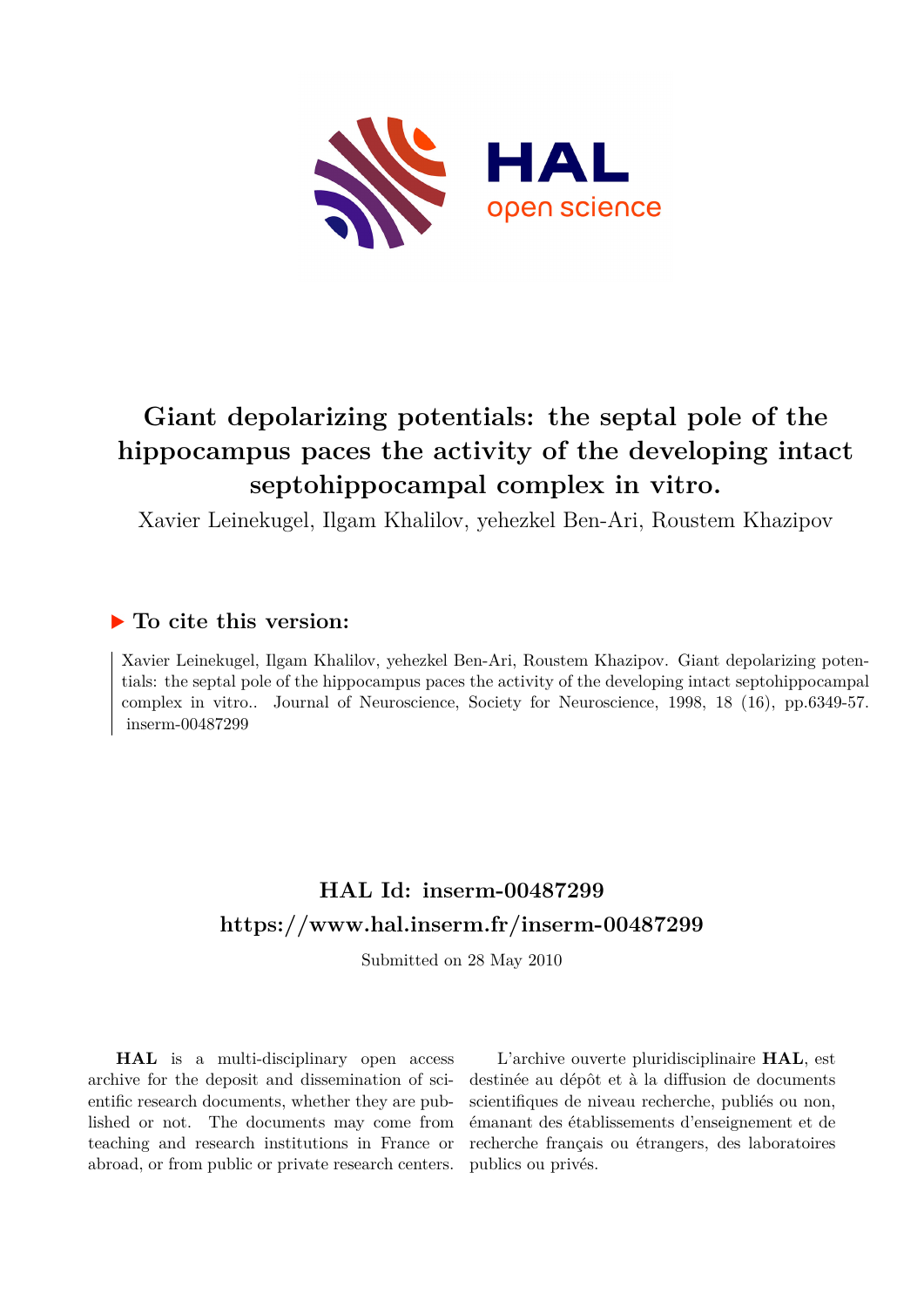# Giant depolarizing potentials: the septal pole of the hippocampus paces the activity of the developing intact septohippocampal complex in vitro.

Xavier Leinekugel, Ilgam Khalilov, yehezkel Ben-Ari, Roustem Khazipov

## ▶ To cite this version:

Xavier Leinekugel, Ilgam Khalilov, yehezkel Ben-Ari, Roustem Khazipov. Giant depolarizing potentials: the septal pole of the hippocampus paces the activity of the developing intact septohippocampal complex in vitro.. Journal of Neuroscience, Society for Neuroscience, 1998, 18 (16), pp.6349-57. inserm-00487299

## HAL Id: inserm-00487299

## https://www.hal.inserm.fr/inserm-00487299

Submitted on 28 May 2010

**HAL** is a multi-disciplinary open access archive for the deposit and dissemination of scientific research documents, whether they are published or not. The documents may come from teaching and research institutions in France or abroad, or from public or private research centers.

L'archive ouverte pluridisciplinaire **HAL**, est destinée au dépôt et à la diffusion de documents scientifiques de niveau recherche, publiés ou non, émanant des établissements d'enseignement et de recherche français ou étrangers, des laboratoires publics ou privés.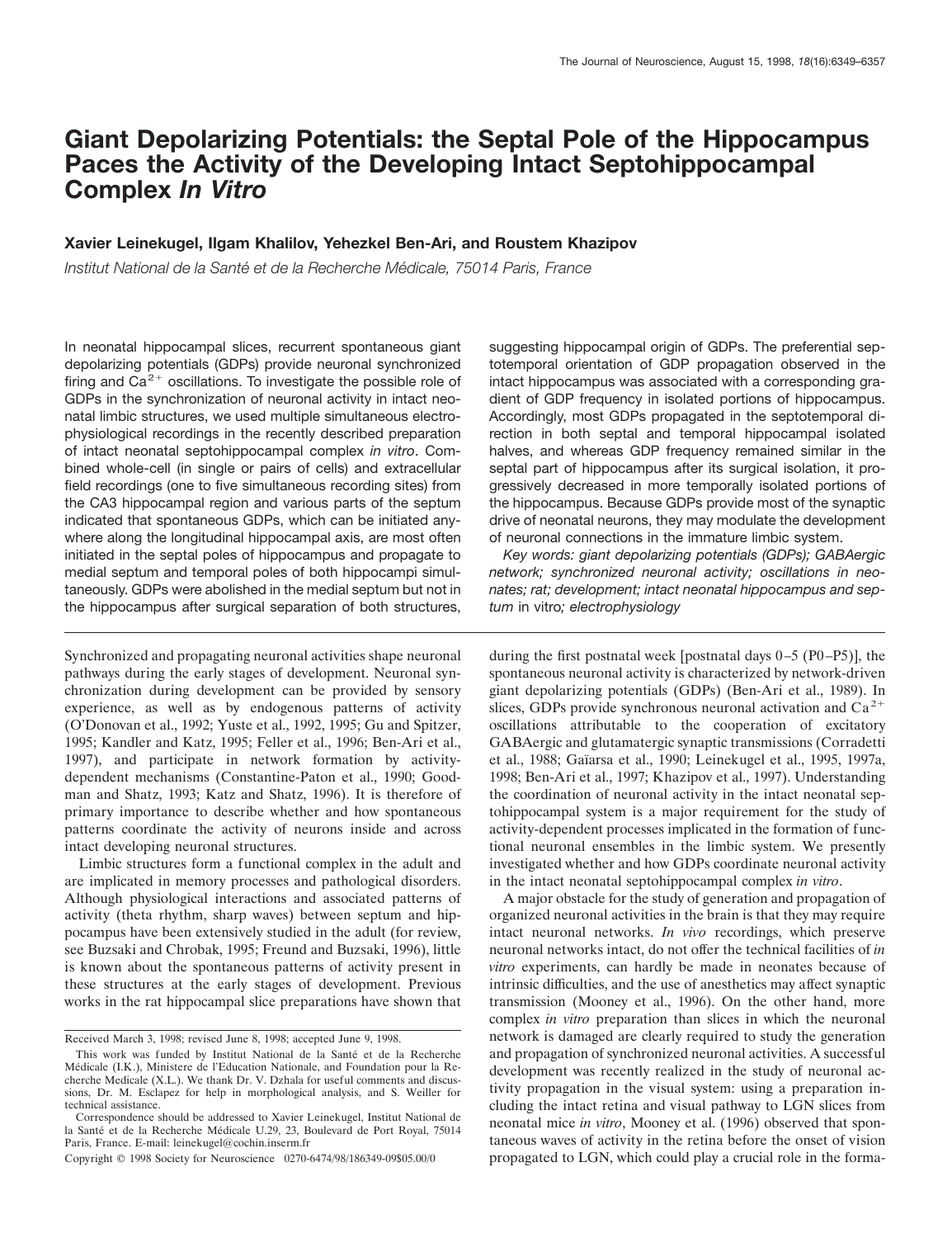# Giant Depolarizing Potentials: the Septal Pole of the Hippocampus Paces the Activity of the Developing Intact Septohippocampal Complex *In Vitro*

**Xavier Leinekugel, Ilgam Khalilov, Yehezkel Ben-Ari, and Roustem Khazipov**

*Institut National de la Santé et de la Recherche Médicale, 75014 Paris, France*

In neonatal hippocampal slices, recurrent spontaneous giant depolarizing potentials (GDPs) provide neuronal synchronized firing and $Ca^{2+}$ oscillations. To investigate the possible role of GDPs in the synchronization of neuronal activity in intact neonatal limbic structures, we used multiple simultaneous electrophysiological recordings in the recently described preparation of intact neonatal septohippocampal complex *in vitro*. Combined whole-cell (in single or pairs of cells) and extracellular field recordings (one to five simultaneous recording sites) from the CA3 hippocampal region and various parts of the septum indicated that spontaneous GDPs, which can be initiated anywhere along the longitudinal hippocampal axis, are most often initiated in the septal poles of hippocampus and propagate to medial septum and temporal poles of both hippocampi simultaneously. GDPs were abolished in the medial septum but not in the hippocampus after surgical separation of both structures, suggesting hippocampal origin of GDPs. The preferential septotemporal orientation of GDP propagation observed in the intact hippocampus was associated with a corresponding gradient of GDP frequency in isolated portions of hippocampus. Accordingly, most GDPs propagated in the septotemporal direction in both septal and temporal hippocampal isolated halves, and whereas GDP frequency remained similar in the septal part of hippocampus after its surgical isolation, it progressively decreased in more temporally isolated portions of the hippocampus. Because GDPs provide most of the synaptic drive of neonatal neurons, they may modulate the development of neuronal connections in the immature limbic system.

*Key words: giant depolarizing potentials (GDPs); GABAergic network; synchronized neuronal activity; oscillations in neonates; rat; development; intact neonatal hippocampus and septum* in vitro*; electrophysiology*

Synchronized and propagating neuronal activities shape neuronal pathways during the early stages of development. Neuronal synchronization during development can be provided by sensory experience, as well as by endogenous patterns of activity (O'Donovan et al., 1992; Yuste et al., 1992, 1995; Gu and Spitzer, 1995; Kandler and Katz, 1995; Feller et al., 1996; Ben-Ari et al., 1997), and participate in network formation by activity-dependent mechanisms (Constantine-Paton et al., 1990; Goodman and Shatz, 1993; Katz and Shatz, 1996). It is therefore of primary importance to describe whether and how spontaneous patterns coordinate the activity of neurons inside and across intact developing neuronal structures.

Limbic structures form a functional complex in the adult and are implicated in memory processes and pathological disorders. Although physiological interactions and associated patterns of activity (theta rhythm, sharp waves) between septum and hippocampus have been extensively studied in the adult (for review, see Buzsaki and Chrobak, 1995; Freund and Buzsaki, 1996), little is known about the spontaneous patterns of activity present in these structures at the early stages of development. Previous works in the rat hippocampal slice preparations have shown that during the first postnatal week [postnatal days 0–5 (P0–P5)], the spontaneous neuronal activity is characterized by network-driven giant depolarizing potentials (GDPs) (Ben-Ari et al., 1989). In slices, GDPs provide synchronous neuronal activation and $Ca^{2+}$ oscillations attributable to the cooperation of excitatory GABAergic and glutamatergic synaptic transmissions (Corradetti et al., 1988; Gaïarsa et al., 1990; Leinekugel et al., 1995, 1997a, 1998; Ben-Ari et al., 1997; Khazipov et al., 1997). Understanding the coordination of neuronal activity in the intact neonatal septohippocampal system is a major requirement for the study of activity-dependent processes implicated in the formation of functional neuronal ensembles in the limbic system. We presently investigated whether and how GDPs coordinate neuronal activity in the intact neonatal septohippocampal complex *in vitro*.

A major obstacle for the study of generation and propagation of organized neuronal activities in the brain is that they may require intact neuronal networks. *In vivo* recordings, which preserve neuronal networks intact, do not offer the technical facilities of *in vitro* experiments, can hardly be made in neonates because of intrinsic difficulties, and the use of anesthetics may affect synaptic transmission (Mooney et al., 1996). On the other hand, more complex *in vitro* preparation than slices in which the neuronal network is damaged are clearly required to study the generation and propagation of synchronized neuronal activities. A successful development was recently realized in the study of neuronal activity propagation in the visual system: using a preparation including the intact retina and visual pathway to LGN slices from neonatal mice *in vitro*, Mooney et al. (1996) observed that spontaneous waves of activity in the retina before the onset of vision propagated to LGN, which could play a crucial role in the forma-

Received March 3, 1998; revised June 8, 1998; accepted June 9, 1998.

This work was funded by Institut National de la Santé et de la Recherche Médicale (I.K.), Ministere de l'Education Nationale, and Foundation pour la Recherche Medicale (X.L.). We thank Dr. V. Dzhala for useful comments and discussions, Dr. M. Esclapez for help in morphological analysis, and S. Weiller for technical assistance.

Correspondence should be addressed to Xavier Leinekugel, Institut National de la Santé et de la Recherche Médicale U.29, 23, Boulevard de Port Royal, 75014 Paris, France. E-mail: leinekugel@cochin.inserm.fr

Copyright © 1998 Society for Neuroscience 0270-6474/98/186349-09$05.00/0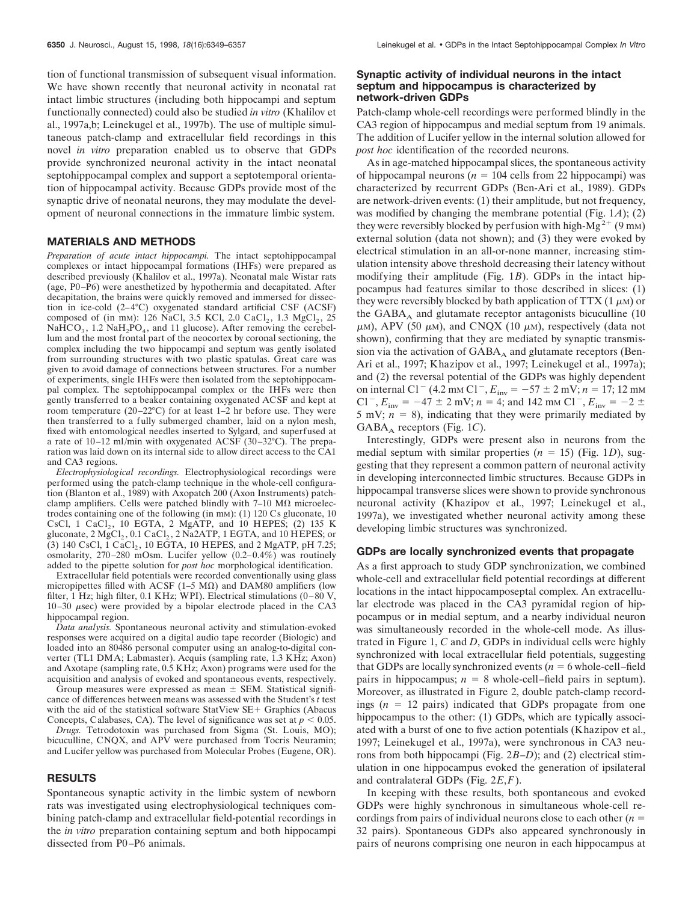tion of functional transmission of subsequent visual information. We have shown recently that neuronal activity in neonatal rat intact limbic structures (including both hippocampi and septum functionally connected) could also be studied *in vitro* (Khalilov et al., 1997a,b; Leinekugel et al., 1997b). The use of multiple simultaneous patch-clamp and extracellular field recordings in this novel *in vitro* preparation enabled us to observe that GDPs provide synchronized neuronal activity in the intact neonatal septohippocampal complex and support a septotemporal orientation of hippocampal activity. Because GDPs provide most of the synaptic drive of neonatal neurons, they may modulate the development of neuronal connections in the immature limbic system.

## MATERIALS AND METHODS

*Preparation of acute intact hippocampi.* The intact septohippocampal complexes or intact hippocampal formations (IHFs) were prepared as described previously (Khalilov et al., 1997a). Neonatal male Wistar rats (age, P0–P6) were anesthetized by hypothermia and decapitated. After decapitation, the brains were quickly removed and immersed for dissection in ice-cold (2–4°C) oxygenated standard artificial CSF (ACSF) composed of (in mM): 126 NaCl, 3.5 KCl, 2.0 $CaCl_2$, 1.3 $MgCl_2$, 25 $NaHCO_3$, 1.2 $NaH_2PO_4$, and 11 glucose). After removing the cerebellum and the most frontal part of the neocortex by coronal sectioning, the complex including the two hippocampi and septum was gently isolated from surrounding structures with two plastic spatulas. Great care was given to avoid damage of connections between structures. For a number of experiments, single IHFs were then isolated from the septohippocampal complex. The septohippocampal complex or the IHFs were then gently transferred to a beaker containing oxygenated ACSF and kept at room temperature (20–22°C) for at least 1–2 hr before use. They were then transferred to a fully submerged chamber, laid on a nylon mesh, fixed with entomological needles inserted to Sylgard, and superfused at a rate of 10–12 ml/min with oxygenated ACSF (30–32°C). The preparation was laid down on its internal side to allow direct access to the CA1 and CA3 regions.

*Electrophysiological recordings.* Electrophysiological recordings were performed using the patch-clamp technique in the whole-cell configuration (Blanton et al., 1989) with Axopatch 200 (Axon Instruments) patch-clamp amplifiers. Cells were patched blindly with 7–10 MΩ microelectrodes containing one of the following (in mM): (1) 120 Cs gluconate, 10 CsCl, 1 $CaCl_2$, 10 EGTA, 2 MgATP, and 10 HEPES; (2) 135 K gluconate, 2 $MgCl_2$, 0.1 $CaCl_2$, 2 Na2ATP, 1 EGTA, and 10 HEPES; or (3) 140 CsCl, 1 $CaCl_2$, 10 EGTA, 10 HEPES, and 2 MgATP, pH 7.25; osmolarity, 270–280 mOsm. Lucifer yellow (0.2–0.4%) was routinely added to the pipette solution for *post hoc* morphological identification.

Extracellular field potentials were recorded conventionally using glass micropipettes filled with ACSF (1–5 MΩ) and DAM80 amplifiers (low filter, 1 Hz; high filter, 0.1 KHz; WPI). Electrical stimulations (0–80 V, 10–30 μsec) were provided by a bipolar electrode placed in the CA3 hippocampal region.

*Data analysis.* Spontaneous neuronal activity and stimulation-evoked responses were acquired on a digital audio tape recorder (Biologic) and loaded into an 80486 personal computer using an analog-to-digital converter (TL1 DMA; Labmaster). Acquis (sampling rate, 1.3 KHz; Axon) and Axotape (sampling rate, 0.5 KHz; Axon) programs were used for the acquisition and analysis of evoked and spontaneous events, respectively.

Group measures were expressed as mean ± SEM. Statistical significance of differences between means was assessed with the Student's *t* test with the aid of the statistical software StatView SE+ Graphics (Abacus Concepts, Calabases, CA). The level of significance was set at $p < 0.05$.

*Drugs.* Tetrodotoxin was purchased from Sigma (St. Louis, MO); bicuculline, CNQX, and APV were purchased from Tocris Neuramin; and Lucifer yellow was purchased from Molecular Probes (Eugene, OR).

## RESULTS

Spontaneous synaptic activity in the limbic system of newborn rats was investigated using electrophysiological techniques combining patch-clamp and extracellular field-potential recordings in the *in vitro* preparation containing septum and both hippocampi dissected from P0–P6 animals.

### Synaptic activity of individual neurons in the intact septum and hippocampus is characterized by network-driven GDPs

Patch-clamp whole-cell recordings were performed blindly in the CA3 region of hippocampus and medial septum from 19 animals. The addition of Lucifer yellow in the internal solution allowed for *post hoc* identification of the recorded neurons.

As in age-matched hippocampal slices, the spontaneous activity of hippocampal neurons ($n = 104$ cells from 22 hippocampi) was characterized by recurrent GDPs (Ben-Ari et al., 1989). GDPs are network-driven events: (1) their amplitude, but not frequency, was modified by changing the membrane potential (Fig. 1*A*); (2) they were reversibly blocked by perfusion with high-$Mg^{2+}$ (9 mM) external solution (data not shown); and (3) they were evoked by electrical stimulation in an all-or-none manner, increasing stimulation intensity above threshold decreasing their latency without modifying their amplitude (Fig. 1*B*). GDPs in the intact hippocampus had features similar to those described in slices: (1) they were reversibly blocked by bath application of TTX (1 μM) or the $GABA_A$ and glutamate receptor antagonists bicuculline (10 μM), APV (50 μM), and CNQX (10 μM), respectively (data not shown), confirming that they are mediated by synaptic transmission via the activation of $GABA_A$ and glutamate receptors (Ben-Ari et al., 1997; Khazipov et al., 1997; Leinekugel et al., 1997a); and (2) the reversal potential of the GDPs was highly dependent on internal $Cl^-$ (4.2 mM $Cl^-$, $E_{inv} = -57 \pm 2$ mV; $n = 17$; 12 mM $Cl^-$, $E_{inv} = -47 \pm 2$ mV; $n = 4$; and 142 mM $Cl^-$, $E_{inv} = -2 \pm 5$ mV; $n = 8$), indicating that they were primarily mediated by $GABA_A$ receptors (Fig. 1*C*).

Interestingly, GDPs were present also in neurons from the medial septum with similar properties ($n = 15$) (Fig. 1*D*), suggesting that they represent a common pattern of neuronal activity in developing interconnected limbic structures. Because GDPs in hippocampal transverse slices were shown to provide synchronous neuronal activity (Khazipov et al., 1997; Leinekugel et al., 1997a), we investigated whether neuronal activity among these developing limbic structures was synchronized.

### GDPs are locally synchronized events that propagate

As a first approach to study GDP synchronization, we combined whole-cell and extracellular field potential recordings at different locations in the intact hippocamposeptal complex. An extracellular electrode was placed in the CA3 pyramidal region of hippocampus or in medial septum, and a nearby individual neuron was simultaneously recorded in the whole-cell mode. As illustrated in Figure 1, *C* and *D*, GDPs in individual cells were highly synchronized with local extracellular field potentials, suggesting that GDPs are locally synchronized events ($n = 6$ whole-cell–field pairs in hippocampus; $n = 8$ whole-cell–field pairs in septum). Moreover, as illustrated in Figure 2, double patch-clamp recordings ($n = 12$ pairs) indicated that GDPs propagate from one hippocampus to the other: (1) GDPs, which are typically associated with a burst of one to five action potentials (Khazipov et al., 1997; Leinekugel et al., 1997a), were synchronous in CA3 neurons from both hippocampi (Fig. 2*B–D*); and (2) electrical stimulation in one hippocampus evoked the generation of ipsilateral and contralateral GDPs (Fig. 2*E,F*).

In keeping with these results, both spontaneous and evoked GDPs were highly synchronous in simultaneous whole-cell recordings from pairs of individual neurons close to each other ($n = 32$ pairs). Spontaneous GDPs also appeared synchronously in pairs of neurons comprising one neuron in each hippocampus at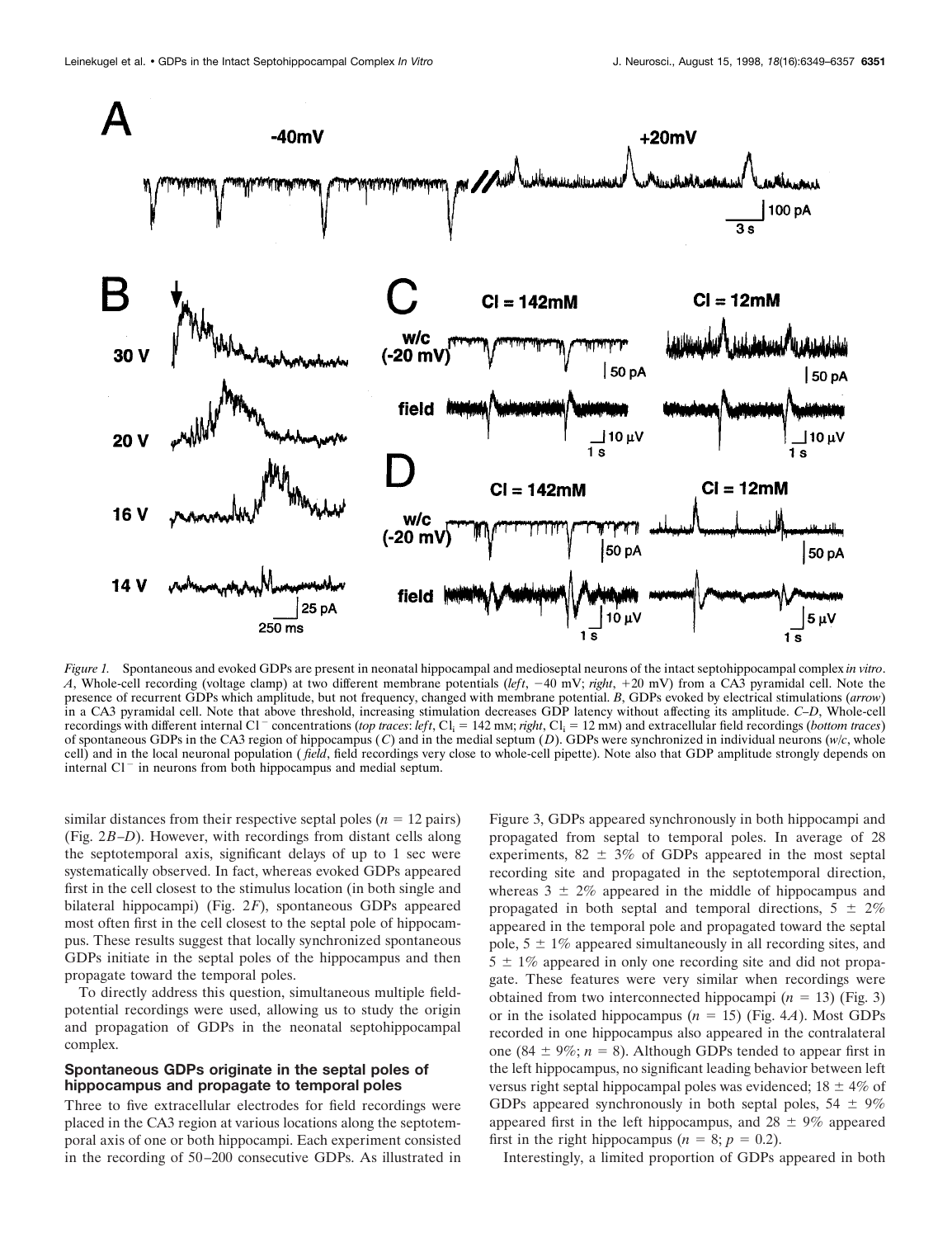*Figure 1.* Spontaneous and evoked GDPs are present in neonatal hippocampal and medioseptal neurons of the intact septohippocampal complex *in vitro*. *A*, Whole-cell recording (voltage clamp) at two different membrane potentials (*left*, −40 mV; *right*, +20 mV) from a CA3 pyramidal cell. Note the presence of recurrent GDPs which amplitude, but not frequency, changed with membrane potential. *B*, GDPs evoked by electrical stimulations (*arrow*) in a CA3 pyramidal cell. Note that above threshold, increasing stimulation decreases GDP latency without affecting its amplitude. *C–D*, Whole-cell recordings with different internal $Cl^-$ concentrations (*top traces*: *left*, $Cl_i$ = 142 mM; *right*, $Cl_i$ = 12 mM) and extracellular field recordings (*bottom traces*) of spontaneous GDPs in the CA3 region of hippocampus (*C*) and in the medial septum (*D*). GDPs were synchronized in individual neurons (*w/c*, whole cell) and in the local neuronal population (*field*, field recordings very close to whole-cell pipette). Note also that GDP amplitude strongly depends on internal $Cl^-$ in neurons from both hippocampus and medial septum.

similar distances from their respective septal poles ($n = 12$ pairs) (Fig. 2*B–D*). However, with recordings from distant cells along the septotemporal axis, significant delays of up to 1 sec were systematically observed. In fact, whereas evoked GDPs appeared first in the cell closest to the stimulus location (in both single and bilateral hippocampi) (Fig. 2*F*), spontaneous GDPs appeared most often first in the cell closest to the septal pole of hippocampus. These results suggest that locally synchronized spontaneous GDPs initiate in the septal poles of the hippocampus and then propagate toward the temporal poles.

To directly address this question, simultaneous multiple field-potential recordings were used, allowing us to study the origin and propagation of GDPs in the neonatal septohippocampal complex.

### Spontaneous GDPs originate in the septal poles of hippocampus and propagate to temporal poles

Three to five extracellular electrodes for field recordings were placed in the CA3 region at various locations along the septotemporal axis of one or both hippocampi. Each experiment consisted in the recording of 50–200 consecutive GDPs. As illustrated in Figure 3, GDPs appeared synchronously in both hippocampi and propagated from septal to temporal poles. In average of 28 experiments, 82 ± 3% of GDPs appeared in the most septal recording site and propagated in the septotemporal direction, whereas 3 ± 2% appeared in the middle of hippocampus and propagated in both septal and temporal directions, 5 ± 2% appeared in the temporal pole and propagated toward the septal pole, 5 ± 1% appeared simultaneously in all recording sites, and 5 ± 1% appeared in only one recording site and did not propagate. These features were very similar when recordings were obtained from two interconnected hippocampi ($n = 13$) (Fig. 3) or in the isolated hippocampus ($n = 15$) (Fig. 4*A*). Most GDPs recorded in one hippocampus also appeared in the contralateral one (84 ± 9%; $n = 8$). Although GDPs tended to appear first in the left hippocampus, no significant leading behavior between left versus right septal hippocampal poles was evidenced; 18 ± 4% of GDPs appeared synchronously in both septal poles, 54 ± 9% appeared first in the left hippocampus, and 28 ± 9% appeared first in the right hippocampus ($n = 8$; $p = 0.2$).

Interestingly, a limited proportion of GDPs appeared in both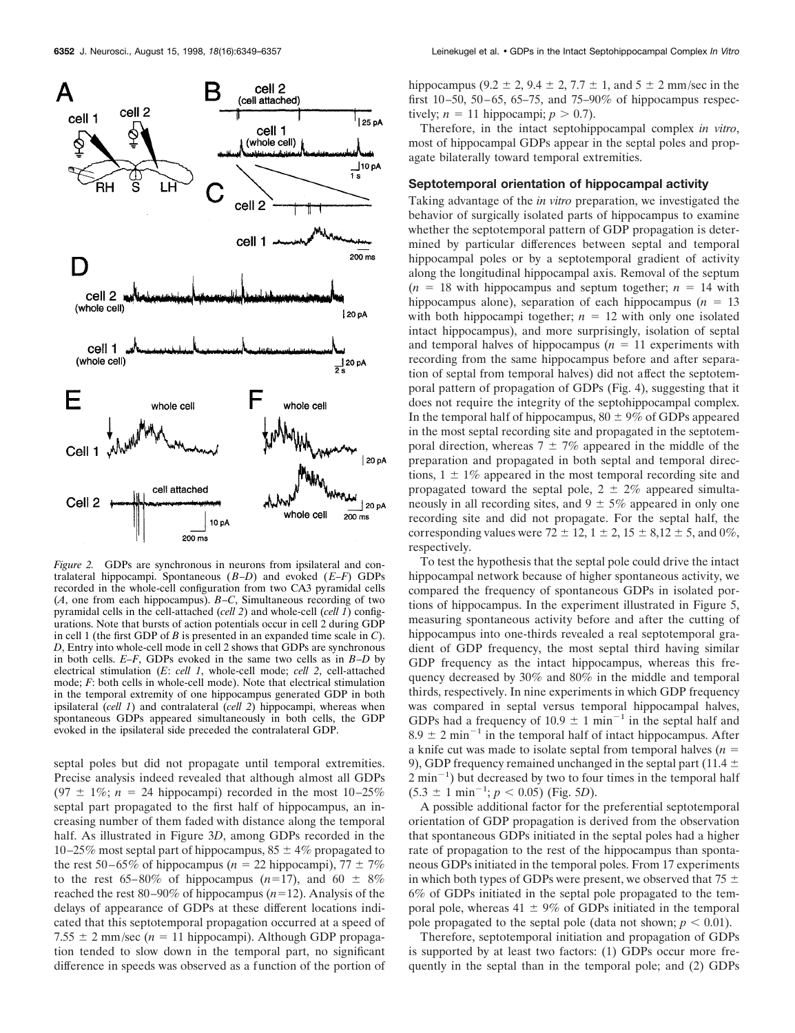*Figure 2.* GDPs are synchronous in neurons from ipsilateral and contralateral hippocampi. Spontaneous (*B–D*) and evoked (*E–F*) GDPs recorded in the whole-cell configuration from two CA3 pyramidal cells (*A*, one from each hippocampus). *B–C*, Simultaneous recording of two pyramidal cells in the cell-attached (*cell 2*) and whole-cell (*cell 1*) configurations. Note that bursts of action potentials occur in cell 2 during GDP in cell 1 (the first GDP of *B* is presented in an expanded time scale in *C*). *D*, Entry into whole-cell mode in cell 2 shows that GDPs are synchronous in both cells. *E–F*, GDPs evoked in the same two cells as in *B–D* by electrical stimulation (*E*: *cell 1*, whole-cell mode; *cell 2*, cell-attached mode; *F*: both cells in whole-cell mode). Note that electrical stimulation in the temporal extremity of one hippocampus generated GDP in both ipsilateral (*cell 1*) and contralateral (*cell 2*) hippocampi, whereas when spontaneous GDPs appeared simultaneously in both cells, the GDP evoked in the ipsilateral side preceded the contralateral GDP.

septal poles but did not propagate until temporal extremities. Precise analysis indeed revealed that although almost all GDPs (97 ± 1%; $n$ = 24 hippocampi) recorded in the most 10–25% septal part propagated to the first half of hippocampus, an increasing number of them faded with distance along the temporal half. As illustrated in Figure 3*D*, among GDPs recorded in the 10–25% most septal part of hippocampus, 85 ± 4% propagated to the rest 50–65% of hippocampus ($n$ = 22 hippocampi), 77 ± 7% to the rest 65–80% of hippocampus ($n$=17), and 60 ± 8% reached the rest 80–90% of hippocampus ($n$=12). Analysis of the delays of appearance of GDPs at these different locations indicated that this septotemporal propagation occurred at a speed of 7.55 ± 2 mm/sec ($n$ = 11 hippocampi). Although GDP propagation tended to slow down in the temporal part, no significant difference in speeds was observed as a function of the portion of hippocampus (9.2 ± 2, 9.4 ± 2, 7.7 ± 1, and 5 ± 2 mm/sec in the first 10–50, 50–65, 65–75, and 75–90% of hippocampus respectively; $n$ = 11 hippocampi; $p > 0.7$).

Therefore, in the intact septohippocampal complex *in vitro*, most of hippocampal GDPs appear in the septal poles and propagate bilaterally toward temporal extremities.

### Septotemporal orientation of hippocampal activity

Taking advantage of the *in vitro* preparation, we investigated the behavior of surgically isolated parts of hippocampus to examine whether the septotemporal pattern of GDP propagation is determined by particular differences between septal and temporal hippocampal poles or by a septotemporal gradient of activity along the longitudinal hippocampal axis. Removal of the septum ($n$ = 18 with hippocampus and septum together; $n$ = 14 with hippocampus alone), separation of each hippocampus ($n$ = 13 with both hippocampi together; $n$ = 12 with only one isolated intact hippocampus), and more surprisingly, isolation of septal and temporal halves of hippocampus ($n$ = 11 experiments with recording from the same hippocampus before and after separation of septal from temporal halves) did not affect the septotemporal pattern of propagation of GDPs (Fig. 4), suggesting that it does not require the integrity of the septohippocampal complex. In the temporal half of hippocampus, 80 ± 9% of GDPs appeared in the most septal recording site and propagated in the septotemporal direction, whereas 7 ± 7% appeared in the middle of the preparation and propagated in both septal and temporal directions, 1 ± 1% appeared in the most temporal recording site and propagated toward the septal pole, 2 ± 2% appeared simultaneously in all recording sites, and 9 ± 5% appeared in only one recording site and did not propagate. For the septal half, the corresponding values were 72 ± 12, 1 ± 2, 15 ± 8,12 ± 5, and 0%, respectively.

To test the hypothesis that the septal pole could drive the intact hippocampal network because of higher spontaneous activity, we compared the frequency of spontaneous GDPs in isolated portions of hippocampus. In the experiment illustrated in Figure 5, measuring spontaneous activity before and after the cutting of hippocampus into one-thirds revealed a real septotemporal gradient of GDP frequency, the most septal third having similar GDP frequency as the intact hippocampus, whereas this frequency decreased by 30% and 80% in the middle and temporal thirds, respectively. In nine experiments in which GDP frequency was compared in septal versus temporal hippocampal halves, GDPs had a frequency of 10.9 ± 1 $min^{-1}$ in the septal half and 8.9 ± 2 $min^{-1}$ in the temporal half of intact hippocampus. After a knife cut was made to isolate septal from temporal halves ($n$ = 9), GDP frequency remained unchanged in the septal part (11.4 ± 2 $min^{-1}$) but decreased by two to four times in the temporal half (5.3 ± 1 $min^{-1}$; $p < 0.05$) (Fig. 5*D*).

A possible additional factor for the preferential septotemporal orientation of GDP propagation is derived from the observation that spontaneous GDPs initiated in the septal poles had a higher rate of propagation to the rest of the hippocampus than spontaneous GDPs initiated in the temporal poles. From 17 experiments in which both types of GDPs were present, we observed that 75 ± 6% of GDPs initiated in the septal pole propagated to the temporal pole, whereas 41 ± 9% of GDPs initiated in the temporal pole propagated to the septal pole (data not shown; $p < 0.01$).

Therefore, septotemporal initiation and propagation of GDPs is supported by at least two factors: (1) GDPs occur more frequently in the septal than in the temporal pole; and (2) GDPs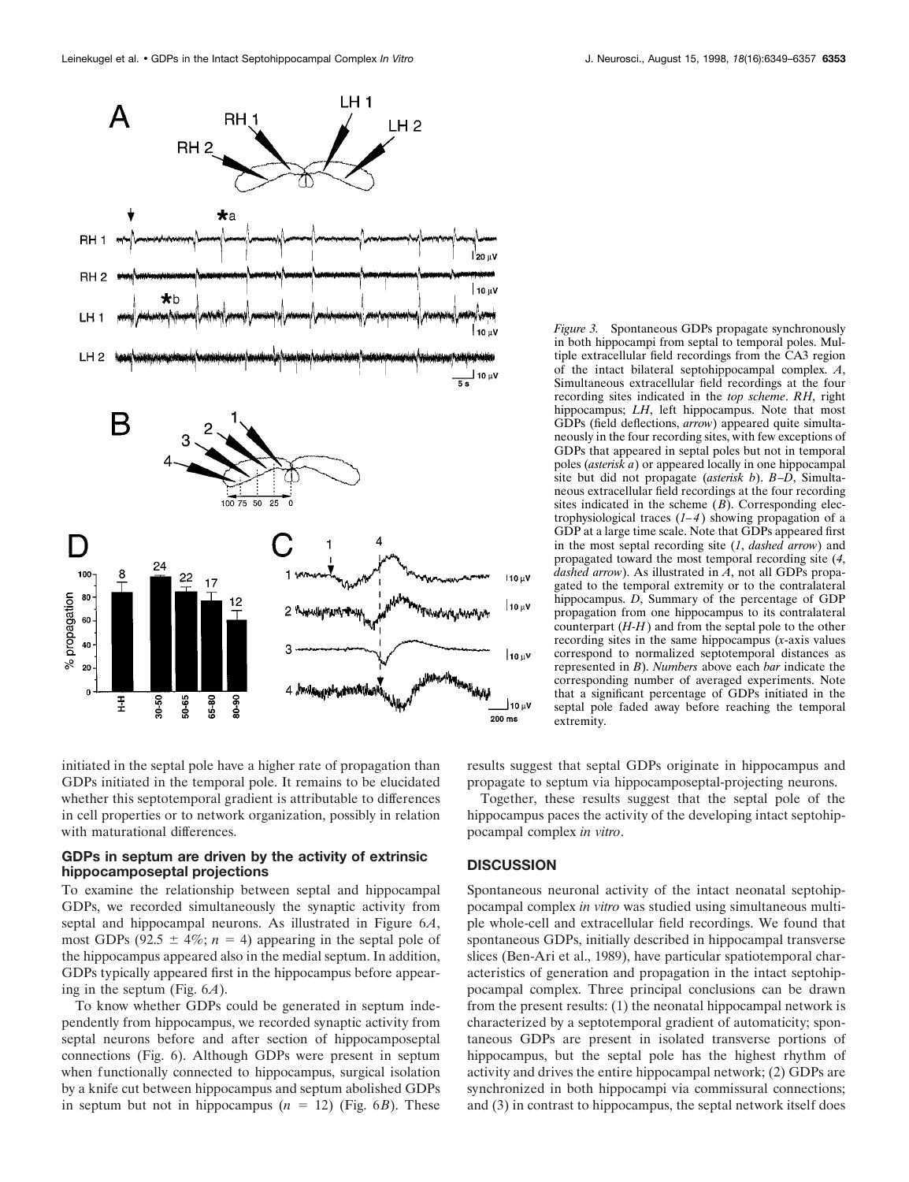*Figure 3.* Spontaneous GDPs propagate synchronously in both hippocampi from septal to temporal poles. Multiple extracellular field recordings from the CA3 region of the intact bilateral septohippocampal complex. *A*, Simultaneous extracellular field recordings at the four recording sites indicated in the *top scheme*. *RH*, right hippocampus; *LH*, left hippocampus. Note that most GDPs (field deflections, *arrow*) appeared quite simultaneously in the four recording sites, with few exceptions of GDPs that appeared in septal poles but not in temporal poles (*asterisk a*) or appeared locally in one hippocampal site but did not propagate (*asterisk b*). *B–D*, Simultaneous extracellular field recordings at the four recording sites indicated in the scheme (*B*). Corresponding electrophysiological traces (*1–4*) showing propagation of a GDP at a large time scale. Note that GDPs appeared first in the most septal recording site (*1*, *dashed arrow*) and propagated toward the most temporal recording site (*4*, *dashed arrow*). As illustrated in *A*, not all GDPs propagated to the temporal extremity or to the contralateral hippocampus. *D*, Summary of the percentage of GDP propagation from one hippocampus to its contralateral counterpart (*H-H*) and from the septal pole to the other recording sites in the same hippocampus (*x*-axis values correspond to normalized septotemporal distances as represented in *B*). *Numbers* above each *bar* indicate the corresponding number of averaged experiments. Note that a significant percentage of GDPs initiated in the septal pole faded away before reaching the temporal extremity.

initiated in the septal pole have a higher rate of propagation than GDPs initiated in the temporal pole. It remains to be elucidated whether this septotemporal gradient is attributable to differences in cell properties or to network organization, possibly in relation with maturational differences.

### GDPs in septum are driven by the activity of extrinsic hippocamposeptal projections

To examine the relationship between septal and hippocampal GDPs, we recorded simultaneously the synaptic activity from septal and hippocampal neurons. As illustrated in Figure 6*A*, most GDPs ($92.5 \pm 4\%$; $n = 4$) appearing in the septal pole of the hippocampus appeared also in the medial septum. In addition, GDPs typically appeared first in the hippocampus before appearing in the septum (Fig. 6*A*).

To know whether GDPs could be generated in septum independently from hippocampus, we recorded synaptic activity from septal neurons before and after section of hippocamposeptal connections (Fig. 6). Although GDPs were present in septum when functionally connected to hippocampus, surgical isolation by a knife cut between hippocampus and septum abolished GDPs in septum but not in hippocampus ($n = 12$) (Fig. 6*B*). These results suggest that septal GDPs originate in hippocampus and propagate to septum via hippocamposeptal-projecting neurons.

Together, these results suggest that the septal pole of the hippocampus paces the activity of the developing intact septohippocampal complex *in vitro*.

## DISCUSSION

Spontaneous neuronal activity of the intact neonatal septohippocampal complex *in vitro* was studied using simultaneous multiple whole-cell and extracellular field recordings. We found that spontaneous GDPs, initially described in hippocampal transverse slices (Ben-Ari et al., 1989), have particular spatiotemporal characteristics of generation and propagation in the intact septohippocampal complex. Three principal conclusions can be drawn from the present results: (1) the neonatal hippocampal network is characterized by a septotemporal gradient of automaticity; spontaneous GDPs are present in isolated transverse portions of hippocampus, but the septal pole has the highest rhythm of activity and drives the entire hippocampal network; (2) GDPs are synchronized in both hippocampi via commissural connections; and (3) in contrast to hippocampus, the septal network itself does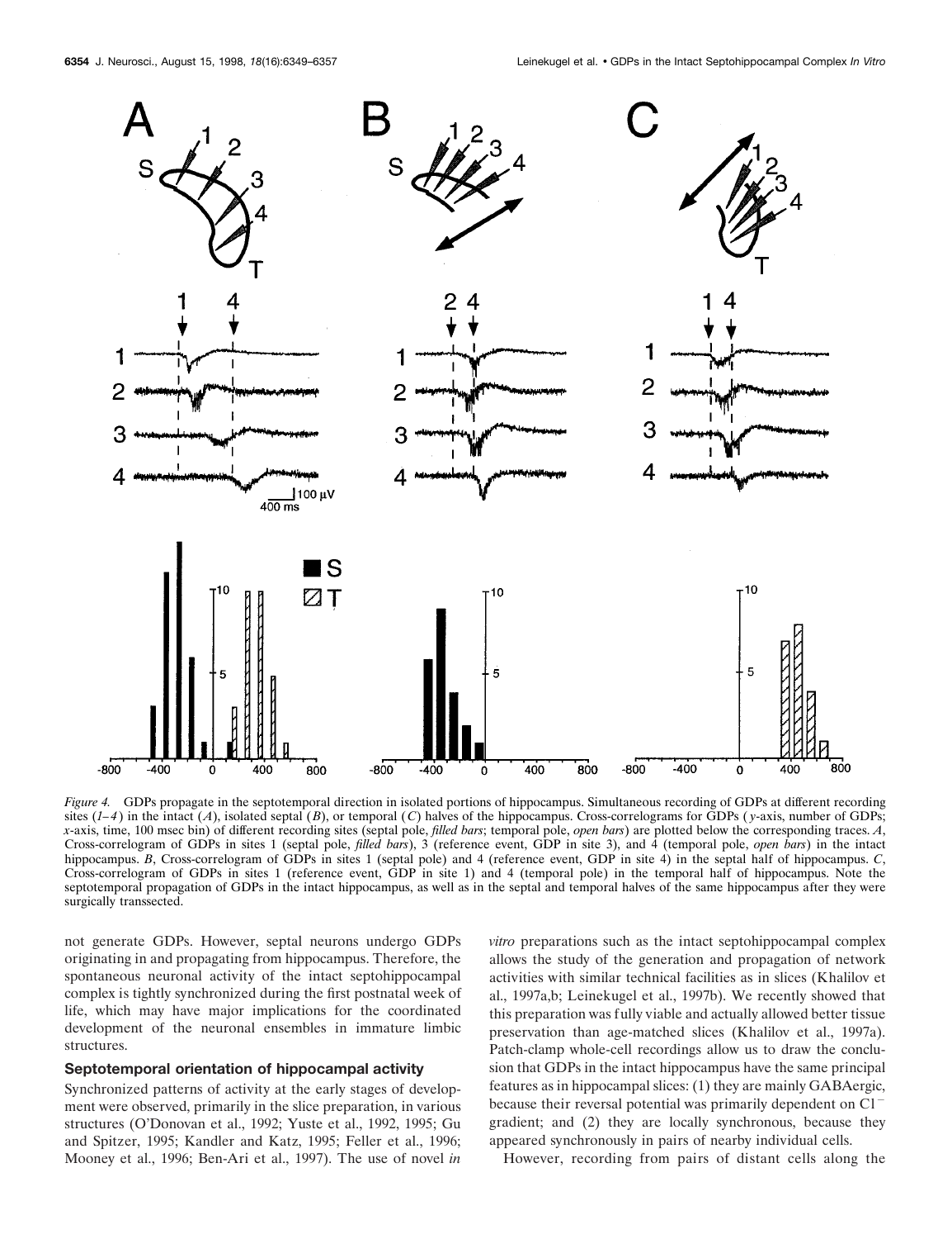*Figure 4.* GDPs propagate in the septotemporal direction in isolated portions of hippocampus. Simultaneous recording of GDPs at different recording sites (*1–4*) in the intact (*A*), isolated septal (*B*), or temporal (*C*) halves of the hippocampus. Cross-correlograms for GDPs (*y*-axis, number of GDPs; *x*-axis, time, 100 msec bin) of different recording sites (septal pole, *filled bars*; temporal pole, *open bars*) are plotted below the corresponding traces. *A*, Cross-correlogram of GDPs in sites 1 (septal pole, *filled bars*), 3 (reference event, GDP in site 3), and 4 (temporal pole, *open bars*) in the intact hippocampus. *B*, Cross-correlogram of GDPs in sites 1 (septal pole) and 4 (reference event, GDP in site 4) in the septal half of hippocampus. *C*, Cross-correlogram of GDPs in sites 1 (reference event, GDP in site 1) and 4 (temporal pole) in the temporal half of hippocampus. Note the septotemporal propagation of GDPs in the intact hippocampus, as well as in the septal and temporal halves of the same hippocampus after they were surgically transsected.

not generate GDPs. However, septal neurons undergo GDPs originating in and propagating from hippocampus. Therefore, the spontaneous neuronal activity of the intact septohippocampal complex is tightly synchronized during the first postnatal week of life, which may have major implications for the coordinated development of the neuronal ensembles in immature limbic structures.

### Septotemporal orientation of hippocampal activity

Synchronized patterns of activity at the early stages of development were observed, primarily in the slice preparation, in various structures (O'Donovan et al., 1992; Yuste et al., 1992, 1995; Gu and Spitzer, 1995; Kandler and Katz, 1995; Feller et al., 1996; Mooney et al., 1996; Ben-Ari et al., 1997). The use of novel *in vitro* preparations such as the intact septohippocampal complex allows the study of the generation and propagation of network activities with similar technical facilities as in slices (Khalilov et al., 1997a,b; Leinekugel et al., 1997b). We recently showed that this preparation was fully viable and actually allowed better tissue preservation than age-matched slices (Khalilov et al., 1997a). Patch-clamp whole-cell recordings allow us to draw the conclusion that GDPs in the intact hippocampus have the same principal features as in hippocampal slices: (1) they are mainly GABAergic, because their reversal potential was primarily dependent on $Cl^-$ gradient; and (2) they are locally synchronous, because they appeared synchronously in pairs of nearby individual cells.

However, recording from pairs of distant cells along the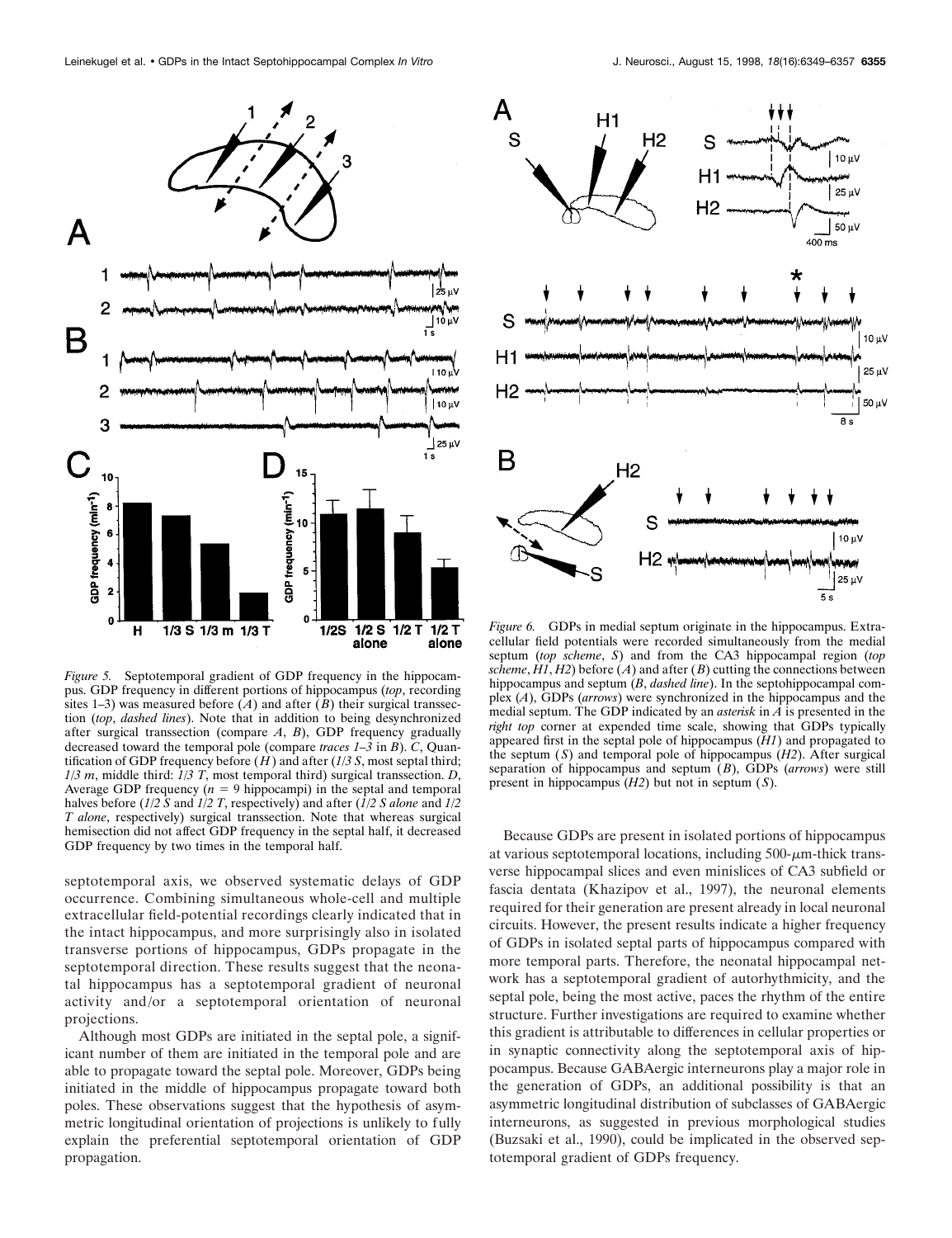*Figure 5.* Septotemporal gradient of GDP frequency in the hippocampus. GDP frequency in different portions of hippocampus (*top*, recording sites 1–3) was measured before (*A*) and after (*B*) their surgical transsection (*top*, *dashed lines*). Note that in addition to being desynchronized after surgical transsection (compare *A*, *B*), GDP frequency gradually decreased toward the temporal pole (compare *traces 1–3* in *B*). *C*, Quantification of GDP frequency before (*H*) and after (*1/3 S*, most septal third; *1/3 m*, middle third: *1/3 T*, most temporal third) surgical transsection. *D*, Average GDP frequency ($n = 9$ hippocampi) in the septal and temporal halves before (*1/2 S* and *1/2 T*, respectively) and after (*1/2 S alone* and *1/2 T alone*, respectively) surgical transsection. Note that whereas surgical hemisection did not affect GDP frequency in the septal half, it decreased GDP frequency by two times in the temporal half.

*Figure 6.* GDPs in medial septum originate in the hippocampus. Extracellular field potentials were recorded simultaneously from the medial septum (*top scheme*, *S*) and from the CA3 hippocampal region (*top scheme*, *H1*, *H2*) before (*A*) and after (*B*) cutting the connections between hippocampus and septum (*B*, *dashed line*). In the septohippocampal complex (*A*), GDPs (*arrows*) were synchronized in the hippocampus and the medial septum. The GDP indicated by an *asterisk* in *A* is presented in the *right top* corner at expended time scale, showing that GDPs typically appeared first in the septal pole of hippocampus (*H1*) and propagated to the septum (*S*) and temporal pole of hippocampus (*H2*). After surgical separation of hippocampus and septum (*B*), GDPs (*arrows*) were still present in hippocampus (*H2*) but not in septum (*S*).

septotemporal axis, we observed systematic delays of GDP occurrence. Combining simultaneous whole-cell and multiple extracellular field-potential recordings clearly indicated that in the intact hippocampus, and more surprisingly also in isolated transverse portions of hippocampus, GDPs propagate in the septotemporal direction. These results suggest that the neonatal hippocampus has a septotemporal gradient of neuronal activity and/or a septotemporal orientation of neuronal projections.

Although most GDPs are initiated in the septal pole, a significant number of them are initiated in the temporal pole and are able to propagate toward the septal pole. Moreover, GDPs being initiated in the middle of hippocampus propagate toward both poles. These observations suggest that the hypothesis of asymmetric longitudinal orientation of projections is unlikely to fully explain the preferential septotemporal orientation of GDP propagation.

Because GDPs are present in isolated portions of hippocampus at various septotemporal locations, including 500-$\mu$m-thick transverse hippocampal slices and even minislices of CA3 subfield or fascia dentata (Khazipov et al., 1997), the neuronal elements required for their generation are present already in local neuronal circuits. However, the present results indicate a higher frequency of GDPs in isolated septal parts of hippocampus compared with more temporal parts. Therefore, the neonatal hippocampal network has a septotemporal gradient of autorhythmicity, and the septal pole, being the most active, paces the rhythm of the entire structure. Further investigations are required to examine whether this gradient is attributable to differences in cellular properties or in synaptic connectivity along the septotemporal axis of hippocampus. Because GABAergic interneurons play a major role in the generation of GDPs, an additional possibility is that an asymmetric longitudinal distribution of subclasses of GABAergic interneurons, as suggested in previous morphological studies (Buzsaki et al., 1990), could be implicated in the observed septotemporal gradient of GDPs frequency.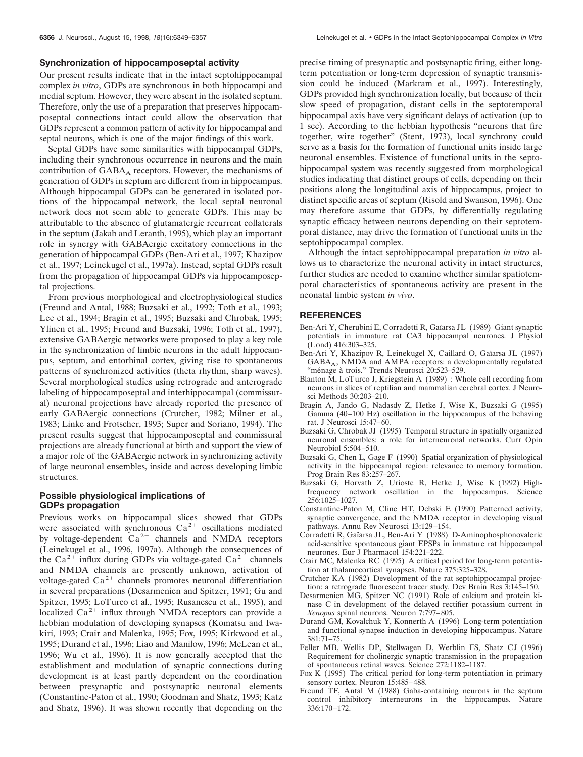### Synchronization of hippocamposeptal activity

Our present results indicate that in the intact septohippocampal complex *in vitro*, GDPs are synchronous in both hippocampi and medial septum. However, they were absent in the isolated septum. Therefore, only the use of a preparation that preserves hippocamposeptal connections intact could allow the observation that GDPs represent a common pattern of activity for hippocampal and septal neurons, which is one of the major findings of this work.

Septal GDPs have some similarities with hippocampal GDPs, including their synchronous occurrence in neurons and the main contribution of $GABA_A$ receptors. However, the mechanisms of generation of GDPs in septum are different from in hippocampus. Although hippocampal GDPs can be generated in isolated portions of the hippocampal network, the local septal neuronal network does not seem able to generate GDPs. This may be attributable to the absence of glutamatergic recurrent collaterals in the septum (Jakab and Leranth, 1995), which play an important role in synergy with GABAergic excitatory connections in the generation of hippocampal GDPs (Ben-Ari et al., 1997; Khazipov et al., 1997; Leinekugel et al., 1997a). Instead, septal GDPs result from the propagation of hippocampal GDPs via hippocamposeptal projections.

From previous morphological and electrophysiological studies (Freund and Antal, 1988; Buzsaki et al., 1992; Toth et al., 1993; Lee et al., 1994; Bragin et al., 1995; Buzsaki and Chrobak, 1995; Ylinen et al., 1995; Freund and Buzsaki, 1996; Toth et al., 1997), extensive GABAergic networks were proposed to play a key role in the synchronization of limbic neurons in the adult hippocampus, septum, and entorhinal cortex, giving rise to spontaneous patterns of synchronized activities (theta rhythm, sharp waves). Several morphological studies using retrograde and anterograde labeling of hippocamposeptal and interhippocampal (commissural) neuronal projections have already reported the presence of early GABAergic connections (Crutcher, 1982; Milner et al., 1983; Linke and Frotscher, 1993; Super and Soriano, 1994). The present results suggest that hippocamposeptal and commissural projections are already functional at birth and support the view of a major role of the GABAergic network in synchronizing activity of large neuronal ensembles, inside and across developing limbic structures.

### Possible physiological implications of GDPs propagation

Previous works on hippocampal slices showed that GDPs were associated with synchronous $Ca^{2+}$ oscillations mediated by voltage-dependent $Ca^{2+}$ channels and NMDA receptors (Leinekugel et al., 1996, 1997a). Although the consequences of the $Ca^{2+}$ influx during GDPs via voltage-gated $Ca^{2+}$ channels and NMDA channels are presently unknown, activation of voltage-gated $Ca^{2+}$ channels promotes neuronal differentiation in several preparations (Desarmenien and Spitzer, 1991; Gu and Spitzer, 1995; LoTurco et al., 1995; Rusanescu et al., 1995), and localized $Ca^{2+}$ influx through NMDA receptors can provide a hebbian modulation of developing synapses (Komatsu and Iwakiri, 1993; Crair and Malenka, 1995; Fox, 1995; Kirkwood et al., 1995; Durand et al., 1996; Liao and Manilow, 1996; McLean et al., 1996; Wu et al., 1996). It is now generally accepted that the establishment and modulation of synaptic connections during development is at least partly dependent on the coordination between presynaptic and postsynaptic neuronal elements (Constantine-Paton et al., 1990; Goodman and Shatz, 1993; Katz and Shatz, 1996). It was shown recently that depending on the precise timing of presynaptic and postsynaptic firing, either long-term potentiation or long-term depression of synaptic transmission could be induced (Markram et al., 1997). Interestingly, GDPs provided high synchronization locally, but because of their slow speed of propagation, distant cells in the septotemporal hippocampal axis have very significant delays of activation (up to 1 sec). According to the hebbian hypothesis "neurons that fire together, wire together" (Stent, 1973), local synchrony could serve as a basis for the formation of functional units inside large neuronal ensembles. Existence of functional units in the septohippocampal system was recently suggested from morphological studies indicating that distinct groups of cells, depending on their positions along the longitudinal axis of hippocampus, project to distinct specific areas of septum (Risold and Swanson, 1996). One may therefore assume that GDPs, by differentially regulating synaptic efficacy between neurons depending on their septotemporal distance, may drive the formation of functional units in the septohippocampal complex.

Although the intact septohippocampal preparation *in vitro* allows us to characterize the neuronal activity in intact structures, further studies are needed to examine whether similar spatiotemporal characteristics of spontaneous activity are present in the neonatal limbic system *in vivo*.

## REFERENCES

Ben-Ari Y, Cherubini E, Corradetti R, Gaïarsa JL (1989) Giant synaptic potentials in immature rat CA3 hippocampal neurones. J Physiol (Lond) 416:303–325.

Ben-Ari Y, Khazipov R, Leinekugel X, Caillard O, Gaïarsa JL (1997) $GABA_A$, NMDA and AMPA receptors: a developmentally regulated "ménage à trois." Trends Neurosci 20:523–529.

Blanton M, LoTurco J, Kriegstein A (1989) : Whole cell recording from neurons in slices of reptilian and mammalian cerebral cortex. J Neurosci Methods 30:203–210.

Bragin A, Jando G, Nadasdy Z, Hetke J, Wise K, Buzsaki G (1995) Gamma (40–100 Hz) oscillation in the hippocampus of the behaving rat. J Neurosci 15:47–60.

Buzsaki G, Chrobak JJ (1995) Temporal structure in spatially organized neuronal ensembles: a role for interneuronal networks. Curr Opin Neurobiol 5:504–510.

Buzsaki G, Chen L, Gage F (1990) Spatial organization of physiological activity in the hippocampal region: relevance to memory formation. Prog Brain Res 83:257–267.

Buzsaki G, Horvath Z, Urioste R, Hetke J, Wise K (1992) High-frequency network oscillation in the hippocampus. Science 256:1025–1027.

Constantine-Paton M, Cline HT, Debski E (1990) Patterned activity, synaptic convergence, and the NMDA receptor in developing visual pathways. Annu Rev Neurosci 13:129–154.

Corradetti R, Gaïarsa JL, Ben-Ari Y (1988) D-Aminophosphonovaleric acid-sensitive spontaneous giant EPSPs in immature rat hippocampal neurones. Eur J Pharmacol 154:221–222.

Crair MC, Malenka RC (1995) A critical period for long-term potentiation at thalamocortical synapses. Nature 375:325–328.

Crutcher KA (1982) Development of the rat septohippocampal projection: a retrograde fluorescent tracer study. Dev Brain Res 3:145–150.

Desarmenien MG, Spitzer NC (1991) Role of calcium and protein kinase C in development of the delayed rectifier potassium current in *Xenopus* spinal neurons. Neuron 7:797–805.

Durand GM, Kovalchuk Y, Konnerth A (1996) Long-term potentiation and functional synapse induction in developing hippocampus. Nature 381:71–75.

Feller MB, Wellis DP, Stellwagen D, Werblin FS, Shatz CJ (1996) Requirement for cholinergic synaptic transmission in the propagation of spontaneous retinal waves. Science 272:1182–1187.

Fox K (1995) The critical period for long-term potentiation in primary sensory cortex. Neuron 15:485–488.

Freund TF, Antal M (1988) Gaba-containing neurons in the septum control inhibitory interneurons in the hippocampus. Nature 336:170–172.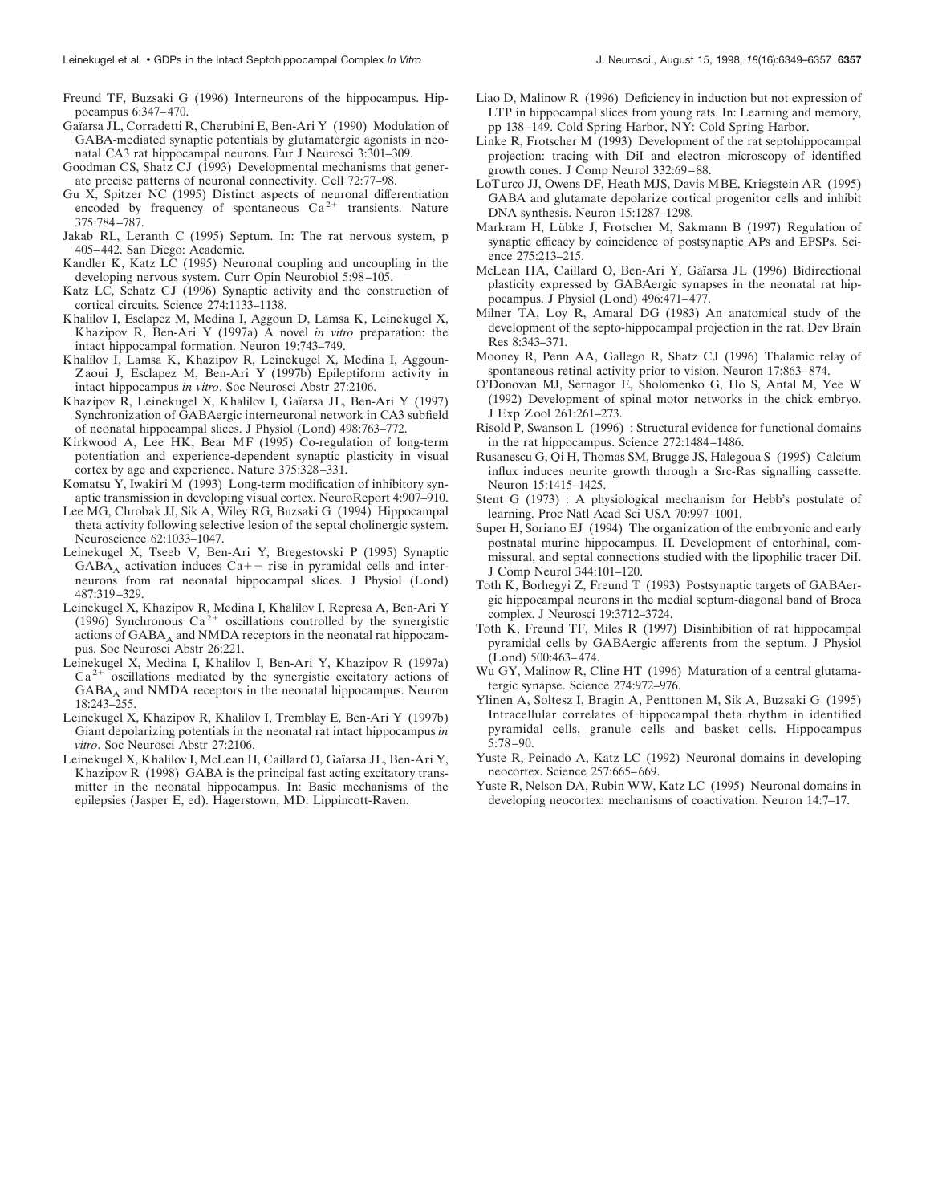Freund TF, Buzsaki G (1996) Interneurons of the hippocampus. Hippocampus 6:347–470.

Gaïarsa JL, Corradetti R, Cherubini E, Ben-Ari Y (1990) Modulation of GABA-mediated synaptic potentials by glutamatergic agonists in neonatal CA3 rat hippocampal neurons. Eur J Neurosci 3:301–309.

Goodman CS, Shatz CJ (1993) Developmental mechanisms that generate precise patterns of neuronal connectivity. Cell 72:77–98.

Gu X, Spitzer NC (1995) Distinct aspects of neuronal differentiation encoded by frequency of spontaneous $Ca^{2+}$ transients. Nature 375:784–787.

Jakab RL, Leranth C (1995) Septum. In: The rat nervous system, p 405–442. San Diego: Academic.

Kandler K, Katz LC (1995) Neuronal coupling and uncoupling in the developing nervous system. Curr Opin Neurobiol 5:98–105.

Katz LC, Schatz CJ (1996) Synaptic activity and the construction of cortical circuits. Science 274:1133–1138.

Khalilov I, Esclapez M, Medina I, Aggoun D, Lamsa K, Leinekugel X, Khazipov R, Ben-Ari Y (1997a) A novel *in vitro* preparation: the intact hippocampal formation. Neuron 19:743–749.

Khalilov I, Lamsa K, Khazipov R, Leinekugel X, Medina I, Aggoun-Zaoui J, Esclapez M, Ben-Ari Y (1997b) Epileptiform activity in intact hippocampus *in vitro*. Soc Neurosci Abstr 27:2106.

Khazipov R, Leinekugel X, Khalilov I, Gaïarsa JL, Ben-Ari Y (1997) Synchronization of GABAergic interneuronal network in CA3 subfield of neonatal hippocampal slices. J Physiol (Lond) 498:763–772.

Kirkwood A, Lee HK, Bear MF (1995) Co-regulation of long-term potentiation and experience-dependent synaptic plasticity in visual cortex by age and experience. Nature 375:328–331.

Komatsu Y, Iwakiri M (1993) Long-term modification of inhibitory synaptic transmission in developing visual cortex. NeuroReport 4:907–910.

Lee MG, Chrobak JJ, Sik A, Wiley RG, Buzsaki G (1994) Hippocampal theta activity following selective lesion of the septal cholinergic system. Neuroscience 62:1033–1047.

Leinekugel X, Tseeb V, Ben-Ari Y, Bregestovski P (1995) Synaptic $GABA_A$ activation induces Ca++ rise in pyramidal cells and interneurons from rat neonatal hippocampal slices. J Physiol (Lond) 487:319–329.

Leinekugel X, Khazipov R, Medina I, Khalilov I, Represa A, Ben-Ari Y (1996) Synchronous $Ca^{2+}$ oscillations controlled by the synergistic actions of $GABA_A$ and NMDA receptors in the neonatal rat hippocampus. Soc Neurosci Abstr 26:221.

Leinekugel X, Medina I, Khalilov I, Ben-Ari Y, Khazipov R (1997a) $Ca^{2+}$ oscillations mediated by the synergistic excitatory actions of $GABA_A$ and NMDA receptors in the neonatal hippocampus. Neuron 18:243–255.

Leinekugel X, Khazipov R, Khalilov I, Tremblay E, Ben-Ari Y (1997b) Giant depolarizing potentials in the neonatal rat intact hippocampus *in vitro*. Soc Neurosci Abstr 27:2106.

Leinekugel X, Khalilov I, McLean H, Caillard O, Gaïarsa JL, Ben-Ari Y, Khazipov R (1998) GABA is the principal fast acting excitatory transmitter in the neonatal hippocampus. In: Basic mechanisms of the epilepsies (Jasper E, ed). Hagerstown, MD: Lippincott-Raven.

Liao D, Malinow R (1996) Deficiency in induction but not expression of LTP in hippocampal slices from young rats. In: Learning and memory, pp 138–149. Cold Spring Harbor, NY: Cold Spring Harbor.

Linke R, Frotscher M (1993) Development of the rat septohippocampal projection: tracing with DiI and electron microscopy of identified growth cones. J Comp Neurol 332:69–88.

LoTurco JJ, Owens DF, Heath MJS, Davis MBE, Kriegstein AR (1995) GABA and glutamate depolarize cortical progenitor cells and inhibit DNA synthesis. Neuron 15:1287–1298.

Markram H, Lübke J, Frotscher M, Sakmann B (1997) Regulation of synaptic efficacy by coincidence of postsynaptic APs and EPSPs. Science 275:213–215.

McLean HA, Caillard O, Ben-Ari Y, Gaïarsa JL (1996) Bidirectional plasticity expressed by GABAergic synapses in the neonatal rat hippocampus. J Physiol (Lond) 496:471–477.

Milner TA, Loy R, Amaral DG (1983) An anatomical study of the development of the septo-hippocampal projection in the rat. Dev Brain Res 8:343–371.

Mooney R, Penn AA, Gallego R, Shatz CJ (1996) Thalamic relay of spontaneous retinal activity prior to vision. Neuron 17:863–874.

O'Donovan MJ, Sernagor E, Sholomenko G, Ho S, Antal M, Yee W (1992) Development of spinal motor networks in the chick embryo. J Exp Zool 261:261–273.

Risold P, Swanson L (1996) : Structural evidence for functional domains in the rat hippocampus. Science 272:1484–1486.

Rusanescu G, Qi H, Thomas SM, Brugge JS, Halegoua S (1995) Calcium influx induces neurite growth through a Src-Ras signalling cassette. Neuron 15:1415–1425.

Stent G (1973) : A physiological mechanism for Hebb's postulate of learning. Proc Natl Acad Sci USA 70:997–1001.

Super H, Soriano EJ (1994) The organization of the embryonic and early postnatal murine hippocampus. II. Development of entorhinal, commissural, and septal connections studied with the lipophilic tracer DiI. J Comp Neurol 344:101–120.

Toth K, Borhegyi Z, Freund T (1993) Postsynaptic targets of GABAergic hippocampal neurons in the medial septum-diagonal band of Broca complex. J Neurosci 19:3712–3724.

Toth K, Freund TF, Miles R (1997) Disinhibition of rat hippocampal pyramidal cells by GABAergic afferents from the septum. J Physiol (Lond) 500:463–474.

Wu GY, Malinow R, Cline HT (1996) Maturation of a central glutamatergic synapse. Science 274:972–976.

Ylinen A, Soltesz I, Bragin A, Penttonen M, Sik A, Buzsaki G (1995) Intracellular correlates of hippocampal theta rhythm in identified pyramidal cells, granule cells and basket cells. Hippocampus 5:78–90.

Yuste R, Peinado A, Katz LC (1992) Neuronal domains in developing neocortex. Science 257:665–669.

Yuste R, Nelson DA, Rubin WW, Katz LC (1995) Neuronal domains in developing neocortex: mechanisms of coactivation. Neuron 14:7–17.